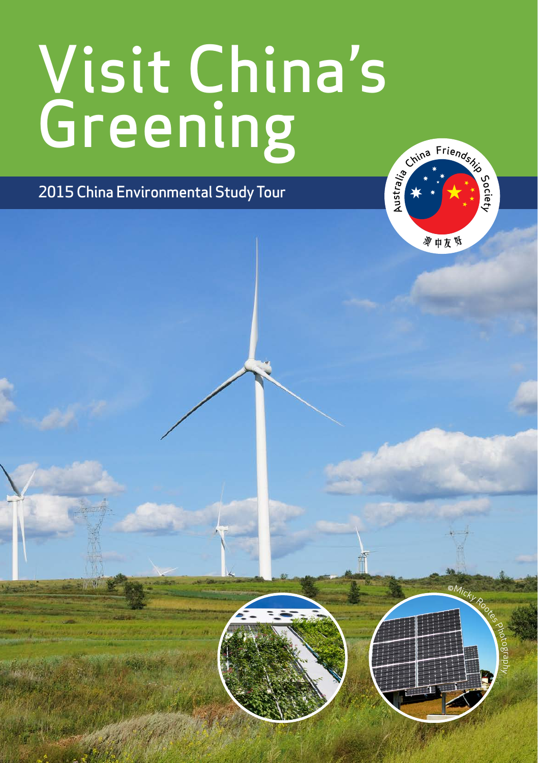# Visit China's Greening

## 2015 China Environmental Study Tour

Australia China Friendship Society

澳中友好

©Micky Rootes Photography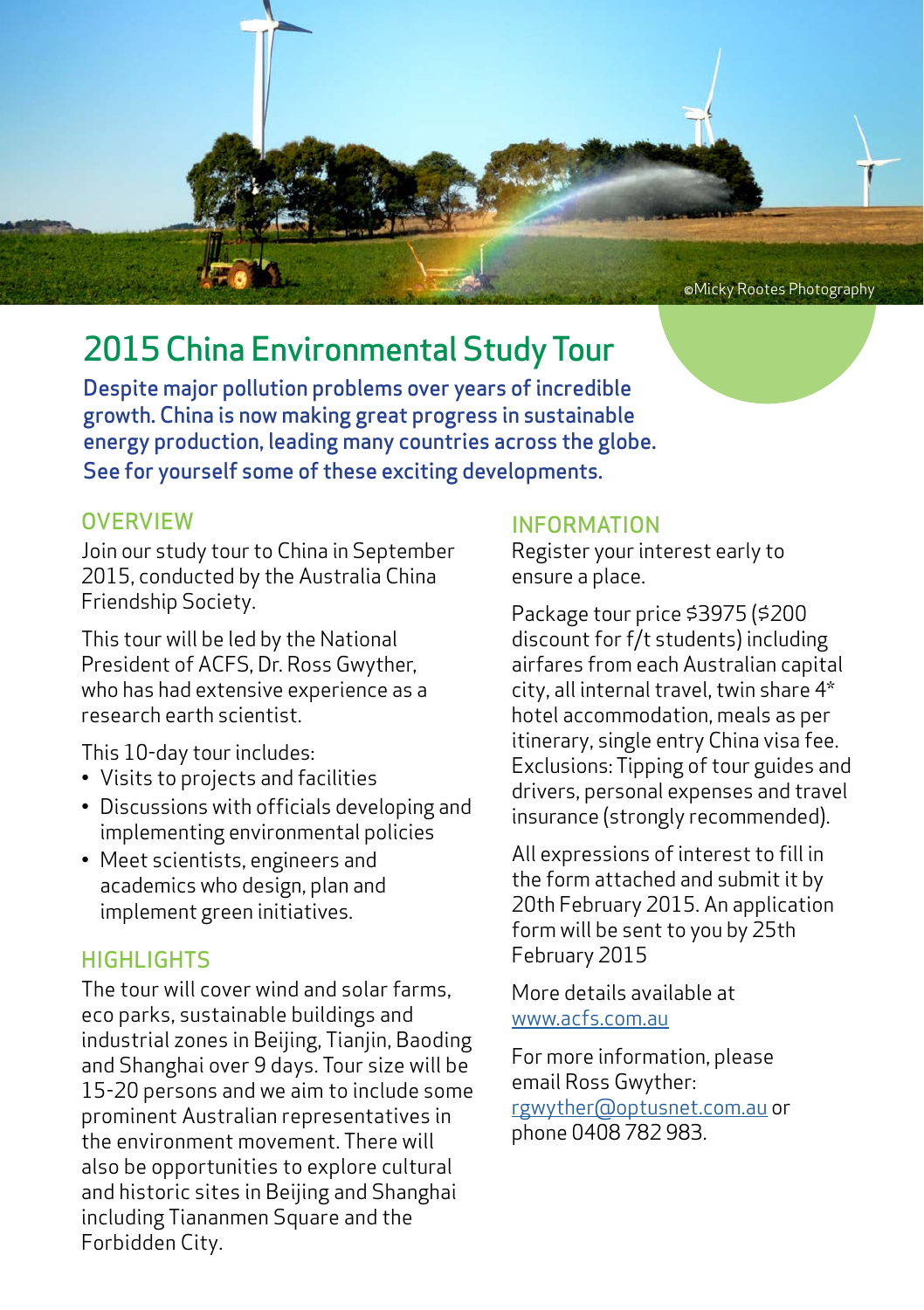©Micky Rootes Photography

# 2015 China Environmental Study Tour

**Despite major pollution problems over years of incredible growth. China is now making great progress in sustainable energy production, leading many countries across the globe. See for yourself some of these exciting developments.**

## OVERVIEW

Join our study tour to China in September 2015, conducted by the Australia China Friendship Society.

This tour will be led by the National President of ACFS, Dr. Ross Gwyther, who has had extensive experience as a research earth scientist.

This 10-day tour includes:

- Visits to projects and facilities
- Discussions with officials developing and implementing environmental policies
- Meet scientists, engineers and academics who design, plan and implement green initiatives.

## HIGHLIGHTS

The tour will cover wind and solar farms, eco parks, sustainable buildings and industrial zones in Beijing, Tianjin, Baoding and Shanghai over 9 days. Tour size will be 15-20 persons and we aim to include some prominent Australian representatives in the environment movement. There will also be opportunities to explore cultural and historic sites in Beijing and Shanghai including Tiananmen Square and the Forbidden City.

## INFORMATION

Register your interest early to ensure a place.

Package tour price $3975 ($200 discount for f/t students) including airfares from each Australian capital city, all internal travel, twin share 4* hotel accommodation, meals as per itinerary, single entry China visa fee. Exclusions: Tipping of tour guides and drivers, personal expenses and travel insurance (strongly recommended).

All expressions of interest to fill in the form attached and submit it by 20th February 2015. An application form will be sent to you by 25th February 2015

More details available at www.acfs.com.au

For more information, please email Ross Gwyther: rgwyther@optusnet.com.au or phone 0408 782 983.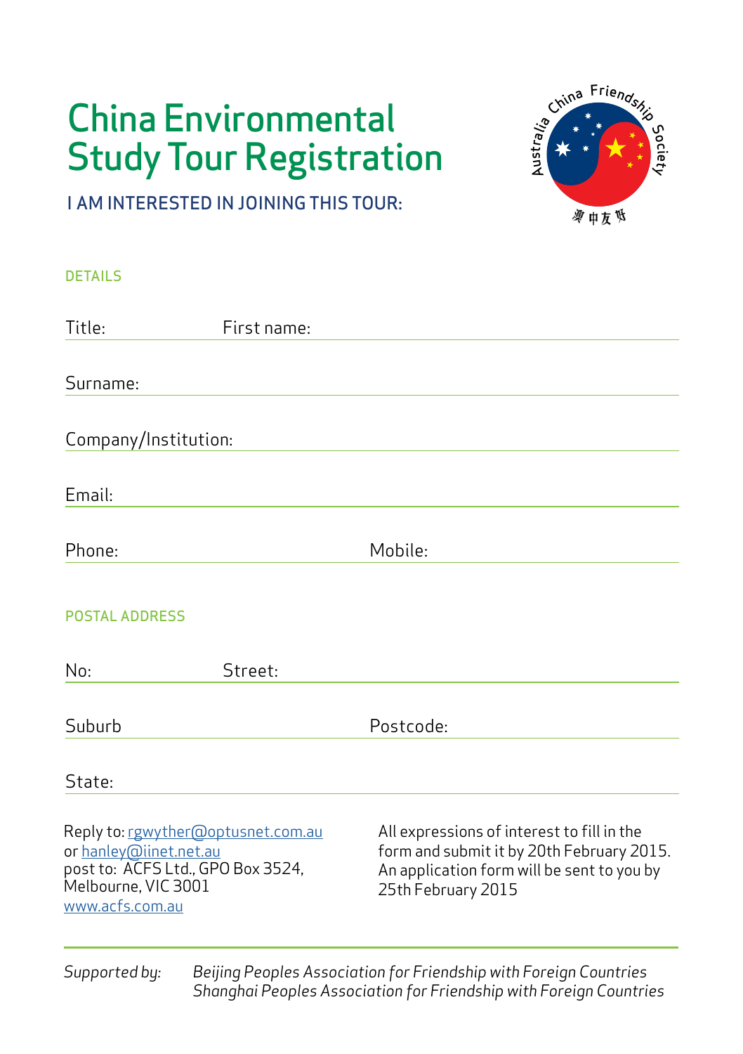# China Environmental Study Tour Registration

## I AM INTERESTED IN JOINING THIS TOUR:

Australia China Friendship Society

澳中友好

### DETAILS

Title: First name:

Surname:

Company/Institution:

Email:

Phone: Mobile:

### POSTAL ADDRESS

No: Street:

Suburb Postcode:

State:

Reply to: rgwyther@optusnet.com.au
or hanley@iinet.net.au
post to: ACFS Ltd., GPO Box 3524,
Melbourne, VIC 3001
www.acfs.com.au

All expressions of interest to fill in the form and submit it by 20th February 2015. An application form will be sent to you by 25th February 2015

*Supported by:* *Beijing Peoples Association for Friendship with Foreign Countries*
*Shanghai Peoples Association for Friendship with Foreign Countries*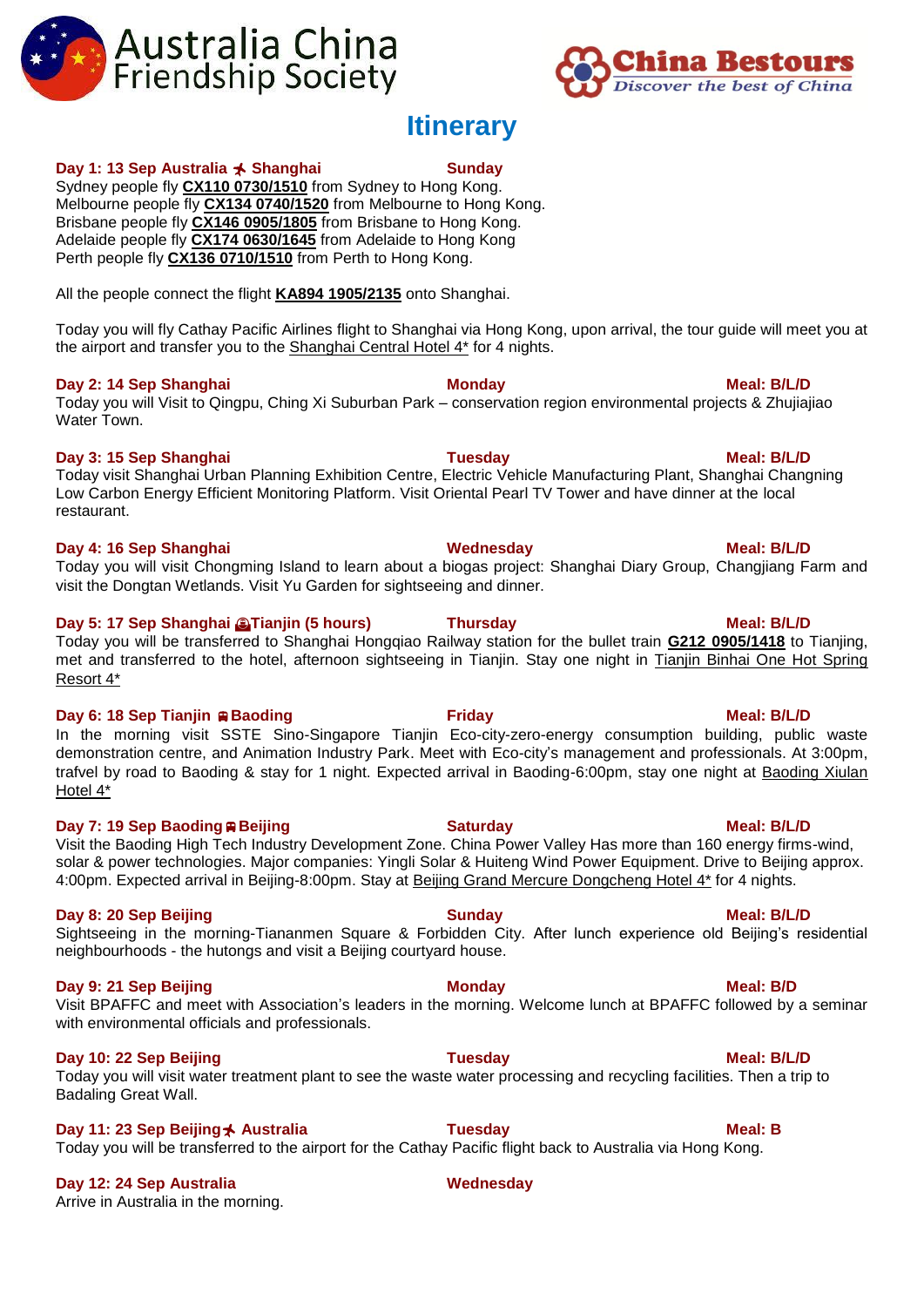Australia China Friendship Society

China Bestours
*Discover the best of China*

# Itinerary

**Day 1: 13 Sep Australia ✈ Shanghai** **Sunday**

Sydney people fly **CX110 0730/1510** from Sydney to Hong Kong.
Melbourne people fly **CX134 0740/1520** from Melbourne to Hong Kong.
Brisbane people fly **CX146 0905/1805** from Brisbane to Hong Kong.
Adelaide people fly **CX174 0630/1645** from Adelaide to Hong Kong
Perth people fly **CX136 0710/1510** from Perth to Hong Kong.

All the people connect the flight **KA894 1905/2135** onto Shanghai.

Today you will fly Cathay Pacific Airlines flight to Shanghai via Hong Kong, upon arrival, the tour guide will meet you at the airport and transfer you to the Shanghai Central Hotel 4* for 4 nights.

**Day 2: 14 Sep Shanghai** **Monday** **Meal: B/L/D**

Today you will Visit to Qingpu, Ching Xi Suburban Park – conservation region environmental projects & Zhujiajiao Water Town.

**Day 3: 15 Sep Shanghai** **Tuesday** **Meal: B/L/D**

Today visit Shanghai Urban Planning Exhibition Centre, Electric Vehicle Manufacturing Plant, Shanghai Changning Low Carbon Energy Efficient Monitoring Platform. Visit Oriental Pearl TV Tower and have dinner at the local restaurant.

**Day 4: 16 Sep Shanghai** **Wednesday** **Meal: B/L/D**

Today you will visit Chongming Island to learn about a biogas project: Shanghai Diary Group, Changjiang Farm and visit the Dongtan Wetlands. Visit Yu Garden for sightseeing and dinner.

**Day 5: 17 Sep Shanghai Tianjin (5 hours)** **Thursday** **Meal: B/L/D**

Today you will be transferred to Shanghai Hongqiao Railway station for the bullet train **G212 0905/1418** to Tianjing, met and transferred to the hotel, afternoon sightseeing in Tianjin. Stay one night in Tianjin Binhai One Hot Spring Resort 4*

**Day 6: 18 Sep Tianjin Baoding** **Friday** **Meal: B/L/D**

In the morning visit SSTE Sino-Singapore Tianjin Eco-city-zero-energy consumption building, public waste demonstration centre, and Animation Industry Park. Meet with Eco-city's management and professionals. At 3:00pm, trafvel by road to Baoding & stay for 1 night. Expected arrival in Baoding-6:00pm, stay one night at Baoding Xiulan Hotel 4*

**Day 7: 19 Sep Baoding Beijing** **Saturday** **Meal: B/L/D**

Visit the Baoding High Tech Industry Development Zone. China Power Valley Has more than 160 energy firms-wind, solar & power technologies. Major companies: Yingli Solar & Huiteng Wind Power Equipment. Drive to Beijing approx. 4:00pm. Expected arrival in Beijing-8:00pm. Stay at Beijing Grand Mercure Dongcheng Hotel 4* for 4 nights.

**Day 8: 20 Sep Beijing** **Sunday** **Meal: B/L/D**

Sightseeing in the morning-Tiananmen Square & Forbidden City. After lunch experience old Beijing's residential neighbourhoods - the hutongs and visit a Beijing courtyard house.

**Day 9: 21 Sep Beijing** **Monday** **Meal: B/D**

Visit BPAFFC and meet with Association's leaders in the morning. Welcome lunch at BPAFFC followed by a seminar with environmental officials and professionals.

**Day 10: 22 Sep Beijing** **Tuesday** **Meal: B/L/D**

Today you will visit water treatment plant to see the waste water processing and recycling facilities. Then a trip to Badaling Great Wall.

**Day 11: 23 Sep Beijing ✈ Australia** **Tuesday** **Meal: B**

Today you will be transferred to the airport for the Cathay Pacific flight back to Australia via Hong Kong.

**Day 12: 24 Sep Australia** **Wednesday**

Arrive in Australia in the morning.